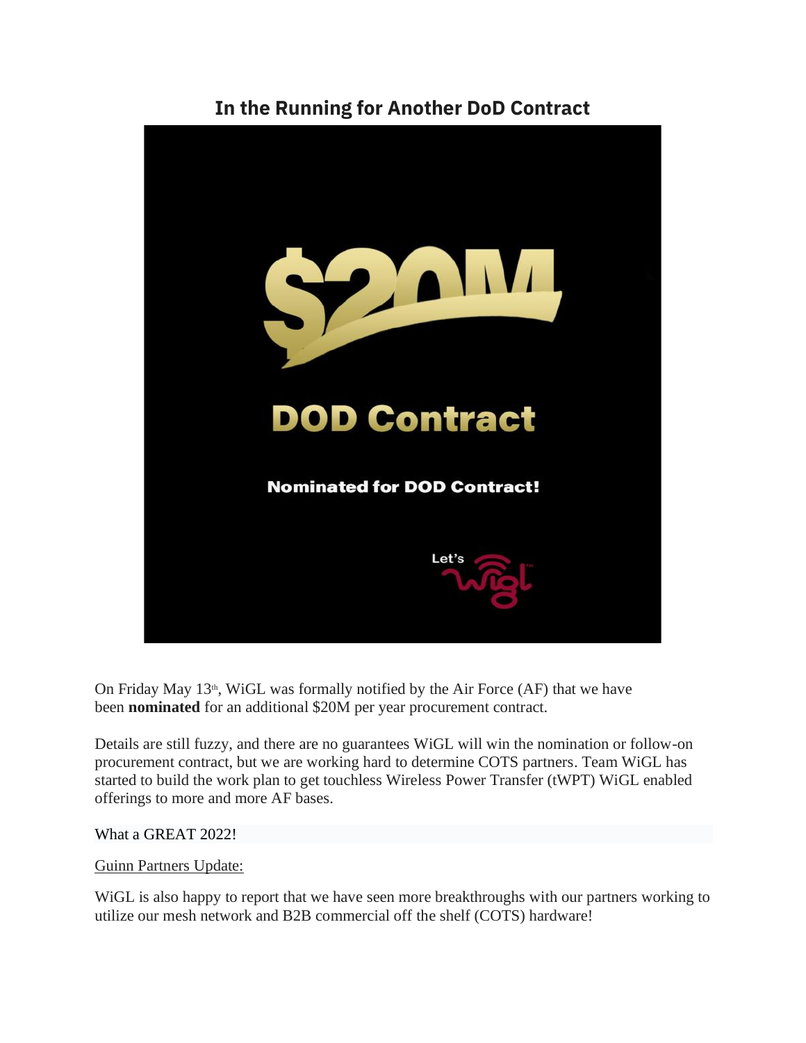## In the Running for Another DoD Contract

$20M

DOD Contract

Nominated for DOD Contract!

Let's WiGL

On Friday May 13th, WiGL was formally notified by the Air Force (AF) that we have been **nominated** for an additional $20M per year procurement contract.

Details are still fuzzy, and there are no guarantees WiGL will win the nomination or follow-on procurement contract, but we are working hard to determine COTS partners. Team WiGL has started to build the work plan to get touchless Wireless Power Transfer (tWPT) WiGL enabled offerings to more and more AF bases.

What a GREAT 2022!

Guinn Partners Update:

WiGL is also happy to report that we have seen more breakthroughs with our partners working to utilize our mesh network and B2B commercial off the shelf (COTS) hardware!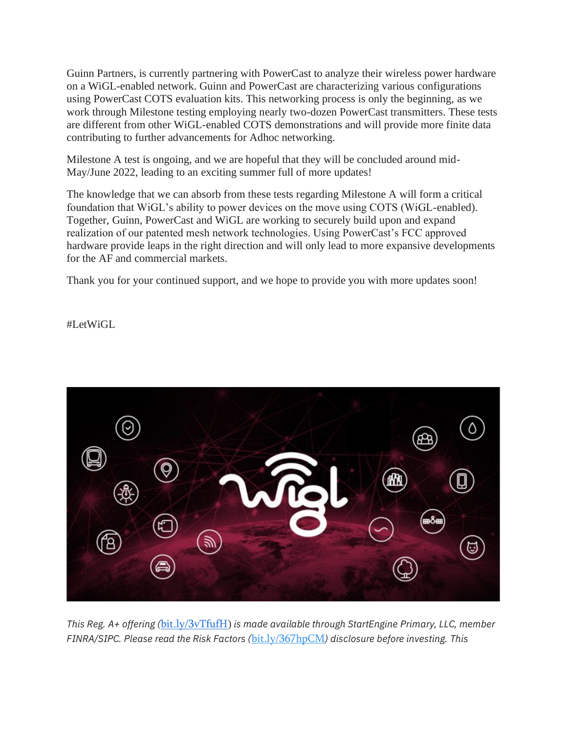Guinn Partners, is currently partnering with PowerCast to analyze their wireless power hardware on a WiGL-enabled network. Guinn and PowerCast are characterizing various configurations using PowerCast COTS evaluation kits. This networking process is only the beginning, as we work through Milestone testing employing nearly two-dozen PowerCast transmitters. These tests are different from other WiGL-enabled COTS demonstrations and will provide more finite data contributing to further advancements for Adhoc networking.

Milestone A test is ongoing, and we are hopeful that they will be concluded around mid-May/June 2022, leading to an exciting summer full of more updates!

The knowledge that we can absorb from these tests regarding Milestone A will form a critical foundation that WiGL's ability to power devices on the move using COTS (WiGL-enabled). Together, Guinn, PowerCast and WiGL are working to securely build upon and expand realization of our patented mesh network technologies. Using PowerCast's FCC approved hardware provide leaps in the right direction and will only lead to more expansive developments for the AF and commercial markets.

Thank you for your continued support, and we hope to provide you with more updates soon!

#LetWiGL

*This Reg. A+ offering (bit.ly/3vTfufH) is made available through StartEngine Primary, LLC, member FINRA/SIPC. Please read the Risk Factors (bit.ly/367hpCM) disclosure before investing. This*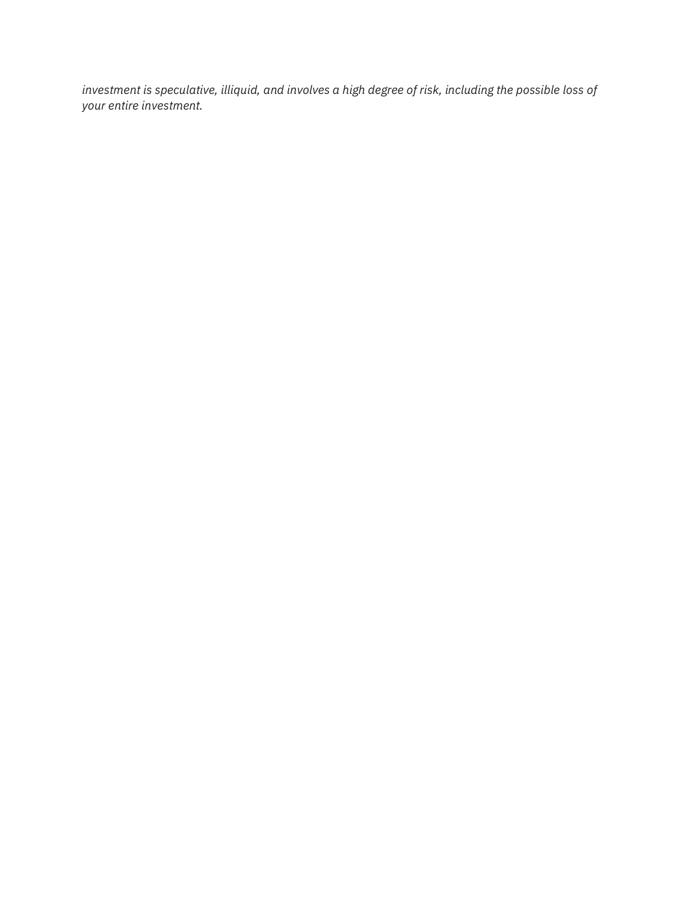*investment is speculative, illiquid, and involves a high degree of risk, including the possible loss of your entire investment.*